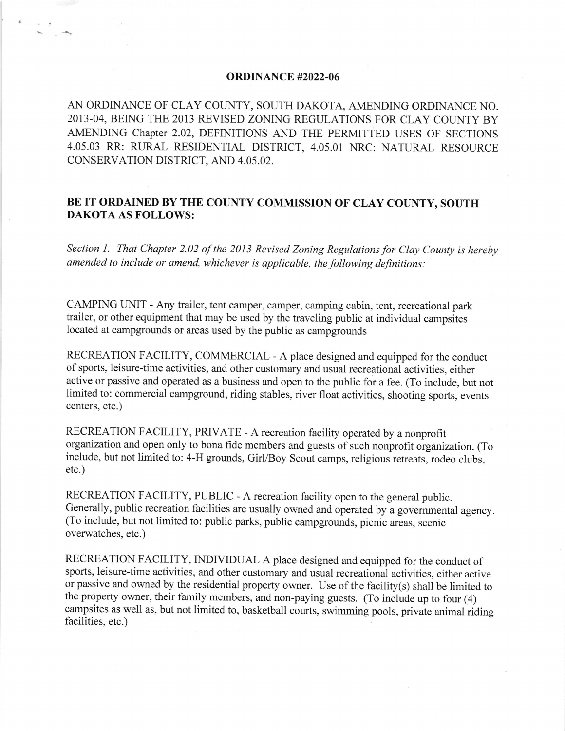# ORDINANCE #2022-06

AN ORDINANCE OF CLAY COUNTY, SOUTH DAKOTA, AMENDING ORDINANCE NO. 2013-04, BEING THE 2013 REVISED ZONING REGULATIONS FOR CLAY COUNTY BY AMENDING Chapter 2.02, DEFINITIONS AND THE PERMITTED USES OF SECTIONS 4.05.03 RR: RURAL RESIDENTIAL DISTRICT, 4.05.01 NRC: NATURAL RESOURCE CONSERVATION DISTRICT, AND 4.05.02.

## BE IT ORDAINED BY THE COUNTY COMMISSION OF CLAY COUNTY, SOUTH DAKOTA AS FOLLOWS:

*Section 1. That Chapter 2.02 of the 2013 Revised Zoning Regulations for Clay County is hereby amended to include or amend, whichever is applicable, the following definitions:*

CAMPING UNIT - Any trailer, tent camper, camper, camping cabin, tent, recreational park trailer, or other equipment that may be used by the traveling public at individual campsites located at campgrounds or areas used by the public as campgrounds

RECREATION FACILITY, COMMERCIAL - A place designed and equipped for the conduct of sports, leisure-time activities, and other customary and usual recreational activities, either active or passive and operated as a business and open to the public for a fee. (To include, but not limited to: commercial campground, riding stables, river float activities, shooting sports, events centers, etc.)

RECREATION FACILITY, PRIVATE - A recreation facility operated by a nonprofit organization and open only to bona fide members and guests of such nonprofit organization. (To include, but not limited to: 4-H grounds, Girl/Boy Scout camps, religious retreats, rodeo clubs, etc.)

RECREATION FACILITY, PUBLIC - A recreation facility open to the general public. Generally, public recreation facilities are usually owned and operated by a governmental agency. (To include, but not limited to: public parks, public campgrounds, picnic areas, scenic overwatches, etc.)

RECREATION FACILITY, INDIVIDUAL A place designed and equipped for the conduct of sports, leisure-time activities, and other customary and usual recreational activities, either active or passive and owned by the residential property owner. Use of the facility(s) shall be limited to the property owner, their family members, and non-paying guests. (To include up to four (4) campsites as well as, but not limited to, basketball courts, swimming pools, private animal riding facilities, etc.)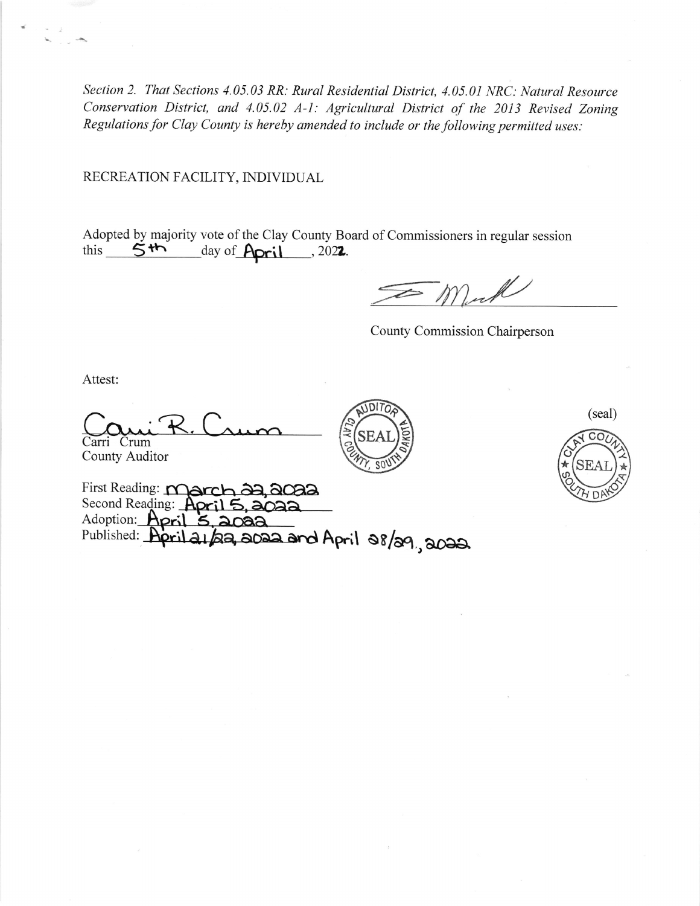*Section 2. That Sections 4.05.03 RR: Rural Residential District, 4.05.01 NRC: Natural Resource Conservation District, and 4.05.02 A-1: Agricultural District of the 2013 Revised Zoning Regulations for Clay County is hereby amended to include or the following permitted uses:*

RECREATION FACILITY, INDIVIDUAL

Adopted by majority vote of the Clay County Board of Commissioners in regular session this 5th day of April, 2022.

County Commission Chairperson

Attest:

Carri Crum
County Auditor

(seal)

First Reading: March 22, 2022
Second Reading: April 5, 2022
Adoption: April 5, 2022
Published: April 21/22, 2022 and April 28/29, 2022